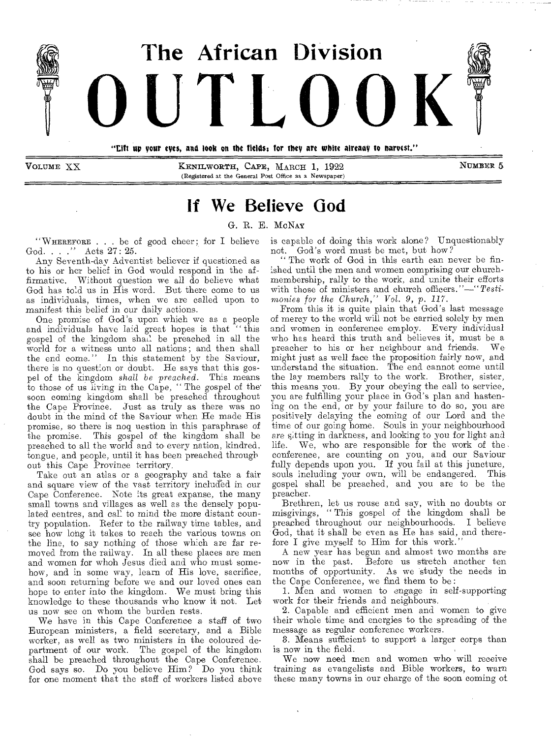# The African Division OUTLOOK

"Lift up your eyes, and look on the fields; for they are white already to harvest."

VOLUME XX — KENILWORTH, CAPE, MARCH 1, 1922 — NUMBER 5

(Registered at the General Post Office as a Newspaper)

## If We Believe God

G. R. E. McNAY

"WHEREFORE . . . be of good cheer; for I believe God. . . ." Acts 27: 25.

Any Seventh-day Adventist believer if questioned as to his or her belief in God would respond in the affirmative. Without question we all do believe what God has told us in His word. But there come to us as individuals, times, when we are called upon to manifest this belief in our daily actions.

One promise of God's upon which we as a people and individuals have laid great hopes is that "this gospel of the kingdom shall be preached in all the world for a witness unto all nations; and then shall the end come." In this statement by the Saviour, there is no question or doubt. He says that this gospel of the kingdom *shall be preached*. This means to those of us living in the Cape, "The gospel of the soon coming kingdom shall be preached throughout the Cape Province. Just as truly as there was no doubt in the mind of the Saviour when He made His promise, so there is noq uestion in this paraphrase of the promise. This gospel of the kingdom shall be preached to all the world and to every nation, kindred, tongue, and people, until it has been preached throughout this Cape Province territory.

Take out an atlas or a geography and take a fair and square view of the vast territory included in our Cape Conference. Note its great expanse, the many small towns and villages as well as the densely populated centres, and call to mind the more distant country population. Refer to the railway time tables, and see how long it takes to reach the various towns on the line, to say nothing of those which are far removed from the railway. In all these places are men and women for whoh Jesus died and who must somehow, and in some way, learn of His love, sacrifice, and soon returning before we and our loved ones can hope to enter into the kingdom. We must bring this knowledge to these thousands who know it not. Let us now see on whom the burden rests.

We have in this Cape Conference a staff of two European ministers, a field secretary, and a Bible worker, as well as two ministers in the coloured department of our work. The gospel of the kingdom shall be preached throughout the Cape Conference. God says so. Do you believe Him? Do you think for one moment that the staff of workers listed above is capable of doing this work alone? Unquestionably not. God's word must be met, but how?

"The work of God in this earth can never be finished until the men and women comprising our church-membership, rally to the work, and unite their efforts with those of ministers and church officers."—"*Testimonies for the Church," Vol. 9, p. 117.*

From this it is quite plain that God's last message of mercy to the world will not be carried solely by men and women in conference employ. Every individual who has heard this truth and believes it, must be a preacher to his or her neighbour and friends. We might just as well face the proposition fairly now, and understand the situation. The end cannot come until the lay members rally to the work. Brother, sister, this means you. By your obeying the call to service, you are fulfilling your place in God's plan and hastening on the end, or by your failure to do so, you are positively delaying the coming of our Lord and the time of our going home. Souls in your neighbourhood are sitting in darkness, and looking to you for light and life. We, who are responsible for the work of the conference, are counting on you, and our Saviour fully depends upon you. If you fail at this juncture, souls including your own, will be endangered. This gospel shall be preached, and you are to be the preacher.

Brethren, let us rouse and say, with no doubts or misgivings, "This gospel of the kingdom shall be preached throughout our neighbourhoods. I believe God, that it shall be even as He has said, and therefore I give myself to Him for this work."

A new year has begun and almost two months are now in the past. Before us stretch another ten months of opportunity. As we study the needs in the Cape Conference, we find them to be:

1. Men and women to engage in self-supporting work for their friends and neighbours.
2. Capable and efficient men and women to give their whole time and energies to the spreading of the message as regular conference workers.
3. Means sufficient to support a larger corps than is now in the field.

We now need men and women who will receive training as evangelists and Bible workers, to warn these many towns in our charge of the soon coming of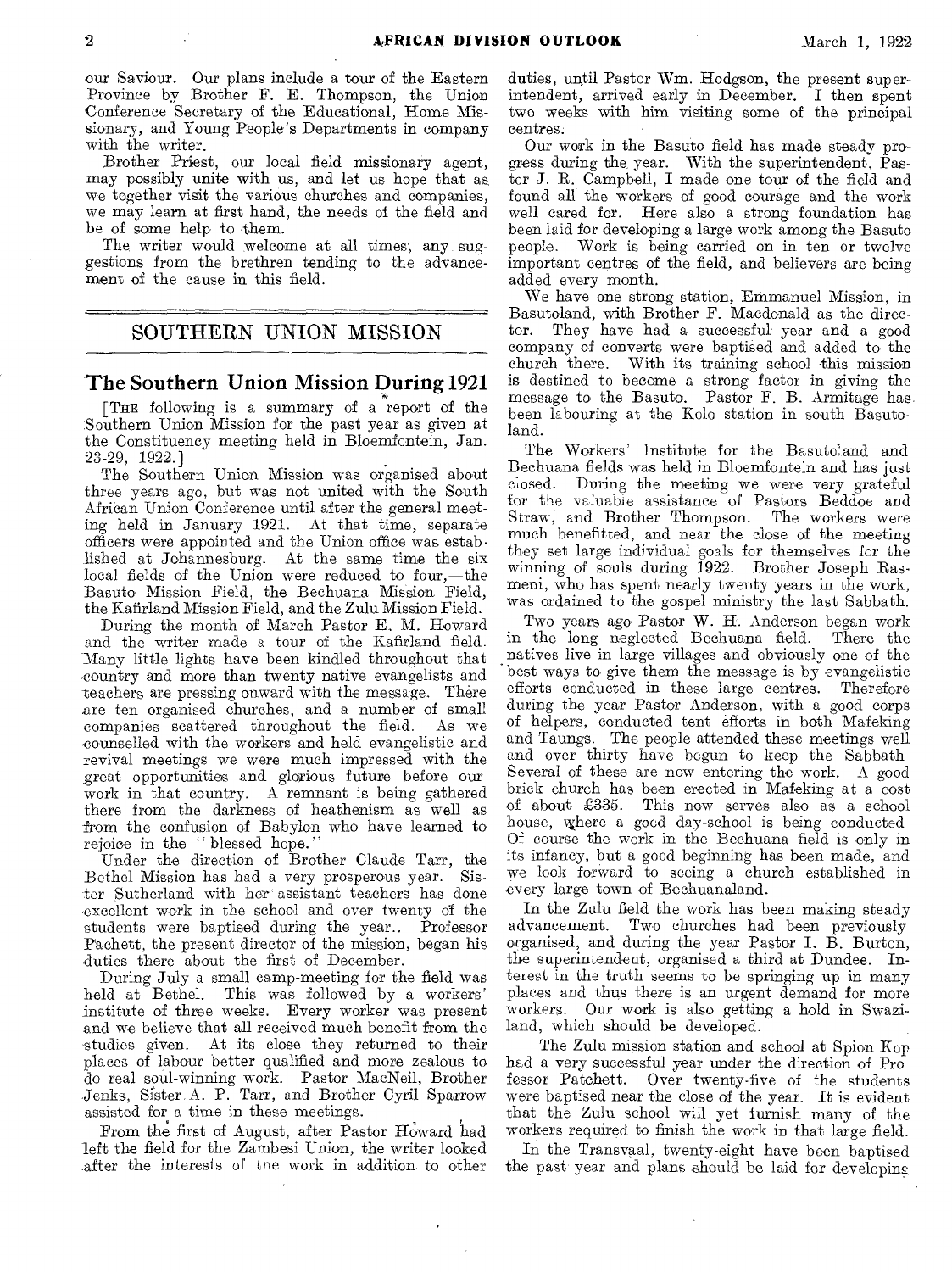our Saviour. Our plans include a tour of the Eastern Province by Brother F. E. Thompson, the Union Conference Secretary of the Educational, Home Missionary, and Young People's Departments in company with the writer.

Brother Priest, our local field missionary agent, may possibly unite with us, and let us hope that as we together visit the various churches and companies, we may learn at first hand, the needs of the field and be of some help to them.

The writer would welcome at all times, any suggestions from the brethren tending to the advancement of the cause in this field.

## SOUTHERN UNION MISSION

### The Southern Union Mission During 1921

[The following is a summary of a report of the Southern Union Mission for the past year as given at the Constituency meeting held in Bloemfontein, Jan. 23-29, 1922.]

The Southern Union Mission was organised about three years ago, but was not united with the South African Union Conference until after the general meeting held in January 1921. At that time, separate officers were appointed and the Union office was established at Johannesburg. At the same time the six local fields of the Union were reduced to four,—the Basuto Mission Field, the Bechuana Mission Field, the Kafirland Mission Field, and the Zulu Mission Field.

During the month of March Pastor E. M. Howard and the writer made a tour of the Kafirland field. Many little lights have been kindled throughout that country and more than twenty native evangelists and teachers are pressing onward with the message. There are ten organised churches, and a number of small companies scattered throughout the field. As we counselled with the workers and held evangelistic and revival meetings we were much impressed with the great opportunities and glorious future before our work in that country. A remnant is being gathered there from the darkness of heathenism as well as from the confusion of Babylon who have learned to rejoice in the "blessed hope."

Under the direction of Brother Claude Tarr, the Bethel Mission has had a very prosperous year. Sister Sutherland with her assistant teachers has done excellent work in the school and over twenty of the students were baptised during the year. Professor Pachett, the present director of the mission, began his duties there about the first of December.

During July a small camp-meeting for the field was held at Bethel. This was followed by a workers' institute of three weeks. Every worker was present and we believe that all received much benefit from the studies given. At its close they returned to their places of labour better qualified and more zealous to do real soul-winning work. Pastor MacNeil, Brother Jenks, Sister A. P. Tarr, and Brother Cyril Sparrow assisted for a time in these meetings.

From the first of August, after Pastor Howard had left the field for the Zambesi Union, the writer looked after the interests of the work in addition to other duties, until Pastor Wm. Hodgson, the present superintendent, arrived early in December. I then spent two weeks with him visiting some of the principal centres.

Our work in the Basuto field has made steady progress during the year. With the superintendent, Pastor J. R. Campbell, I made one tour of the field and found all the workers of good courage and the work well cared for. Here also a strong foundation has been laid for developing a large work among the Basuto people. Work is being carried on in ten or twelve important centres of the field, and believers are being added every month.

We have one strong station, Emmanuel Mission, in Basutoland, with Brother F. Macdonald as the director. They have had a successful year and a good company of converts were baptised and added to the church there. With its training school this mission is destined to become a strong factor in giving the message to the Basuto. Pastor F. B. Armitage has been labouring at the Kolo station in south Basutoland.

The Workers' Institute for the Basutoland and Bechuana fields was held in Bloemfontein and has just closed. During the meeting we were very grateful for the valuable assistance of Pastors Beddoe and Straw, and Brother Thompson. The workers were much benefitted, and near the close of the meeting they set large individual goals for themselves for the winning of souls during 1922. Brother Joseph Rasmeni, who has spent nearly twenty years in the work, was ordained to the gospel ministry the last Sabbath.

Two years ago Pastor W. H. Anderson began work in the long neglected Bechuana field. There the natives live in large villages and obviously one of the best ways to give them the message is by evangelistic efforts conducted in these large centres. Therefore during the year Pastor Anderson, with a good corps of helpers, conducted tent efforts in both Mafeking and Taungs. The people attended these meetings well and over thirty have begun to keep the Sabbath. Several of these are now entering the work. A good brick church has been erected in Mafeking at a cost of about £335. This now serves also as a school house, where a good day-school is being conducted. Of course the work in the Bechuana field is only in its infancy, but a good beginning has been made, and we look forward to seeing a church established in every large town of Bechuanaland.

In the Zulu field the work has been making steady advancement. Two churches had been previously organised, and during the year Pastor I. B. Burton, the superintendent, organised a third at Dundee. Interest in the truth seems to be springing up in many places and thus there is an urgent demand for more workers. Our work is also getting a hold in Swaziland, which should be developed.

The Zulu mission station and school at Spion Kop had a very successful year under the direction of Professor Patchett. Over twenty-five of the students were baptised near the close of the year. It is evident that the Zulu school will yet furnish many of the workers required to finish the work in that large field.

In the Transvaal, twenty-eight have been baptised the past year and plans should be laid for developing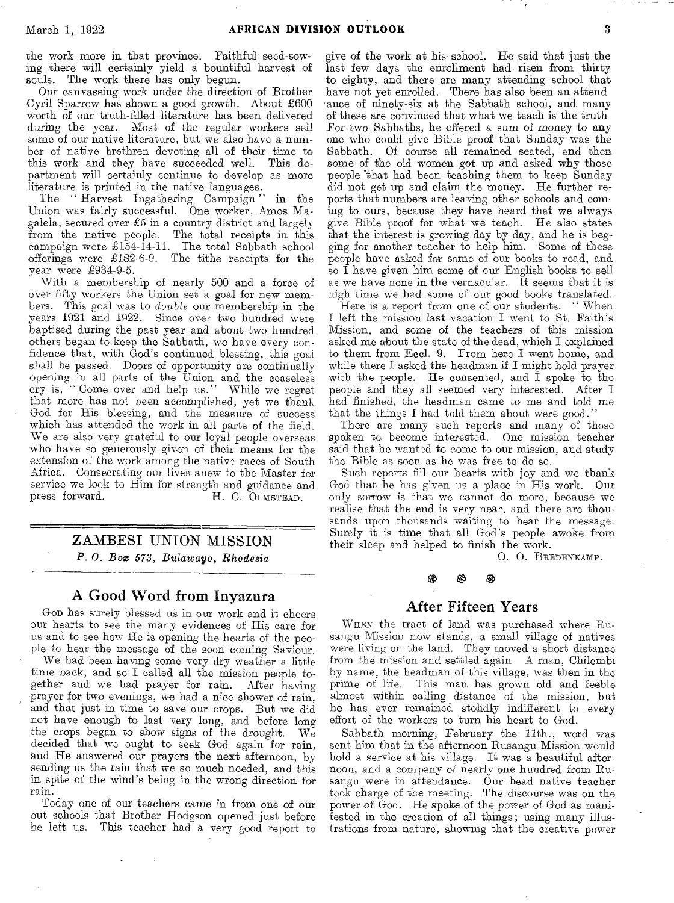the work more in that province. Faithful seed-sowing there will certainly yield a bountiful harvest of souls. The work there has only begun.

Our canvassing work under the direction of Brother Cyril Sparrow has shown a good growth. About £600 worth of our truth-filled literature has been delivered during the year. Most of the regular workers sell some of our native literature, but we also have a number of native brethren devoting all of their time to this work and they have succeeded well. This department will certainly continue to develop as more literature is printed in the native languages.

The "Harvest Ingathering Campaign" in the Union was fairly successful. One worker, Amos Magalela, secured over £5 in a country district and largely from the native people. The total receipts in this campaign were £154-14-11. The total Sabbath school offerings were £182-6-9. The tithe receipts for the year were £934-9-5.

With a membership of nearly 500 and a force of over fifty workers the Union set a goal for new members. This goal was to *double* our membership in the years 1921 and 1922. Since over two hundred were baptised during the past year and about two hundred others began to keep the Sabbath, we have every confidence that, with God's continued blessing, this goal shall be passed. Doors of opportunity are continually opening in all parts of the Union and the ceaseless cry is, "Come over and help us." While we regret that more has not been accomplished, yet we thank God for His blessing, and the measure of success which has attended the work in all parts of the field. We are also very grateful to our loyal people overseas who have so generously given of their means for the extension of the work among the native races of South Africa. Consecrating our lives anew to the Master for service we look to Him for strength and guidance and press forward.

H. C. OLMSTEAD.

## ZAMBESI UNION MISSION

*P. O. Box 573, Bulawayo, Rhodesia*

### A Good Word from Inyazura

God has surely blessed us in our work and it cheers our hearts to see the many evidences of His care for us and to see how He is opening the hearts of the people to hear the message of the soon coming Saviour.

We had been having some very dry weather a little time back, and so I called all the mission people together and we had prayer for rain. After having prayer for two evenings, we had a nice shower of rain, and that just in time to save our crops. But we did not have enough to last very long, and before long the crops began to show signs of the drought. We decided that we ought to seek God again for rain, and He answered our prayers the next afternoon, by sending us the rain that we so much needed, and this in spite of the wind's being in the wrong direction for rain.

Today one of our teachers came in from one of our out schools that Brother Hodgson opened just before he left us. This teacher had a very good report to give of the work at his school. He said that just the last few days the enrollment had risen from thirty to eighty, and there are many attending school that have not yet enrolled. There has also been an attendance of ninety-six at the Sabbath school, and many of these are convinced that what we teach is the truth. For two Sabbaths, he offered a sum of money to any one who could give Bible proof that Sunday was the Sabbath. Of course all remained seated, and then some of the old women got up and asked why those people that had been teaching them to keep Sunday did not get up and claim the money. He further reports that numbers are leaving other schools and coming to ours, because they have heard that we always give Bible proof for what we teach. He also states that the interest is growing day by day, and he is begging for another teacher to help him. Some of these people have asked for some of our books to read, and so I have given him some of our English books to sell as we have none in the vernacular. It seems that it is high time we had some of our good books translated.

Here is a report from one of our students. "When I left the mission last vacation I went to St. Faith's Mission, and some of the teachers of this mission asked me about the state of the dead, which I explained to them from Eccl. 9. From here I went home, and while there I asked the headman if I might hold prayer with the people. He consented, and I spoke to the people and they all seemed very interested. After I had finished, the headman came to me and told me that the things I had told them about were good."

There are many such reports and many of those spoken to become interested. One mission teacher said that he wanted to come to our mission, and study the Bible as soon as he was free to do so.

Such reports fill our hearts with joy and we thank God that he has given us a place in His work. Our only sorrow is that we cannot do more, because we realise that the end is very near, and there are thousands upon thousands waiting to hear the message. Surely it is time that all God's people awoke from their sleep and helped to finish the work.

O. O. BREDENKAMP.

### After Fifteen Years

When the tract of land was purchased where Rusangu Mission now stands, a small village of natives were living on the land. They moved a short distance from the mission and settled again. A man, Chilembi by name, the headman of this village, was then in the prime of life. This man has grown old and feeble almost within calling distance of the mission, but he has ever remained stolidly indifferent to every effort of the workers to turn his heart to God.

Sabbath morning, February the 11th., word was sent him that in the afternoon Rusangu Mission would hold a service at his village. It was a beautiful afternoon, and a company of nearly one hundred from Rusangu were in attendance. Our head native teacher took charge of the meeting. The discourse was on the power of God. He spoke of the power of God as manifested in the creation of all things; using many illustrations from nature, showing that the creative power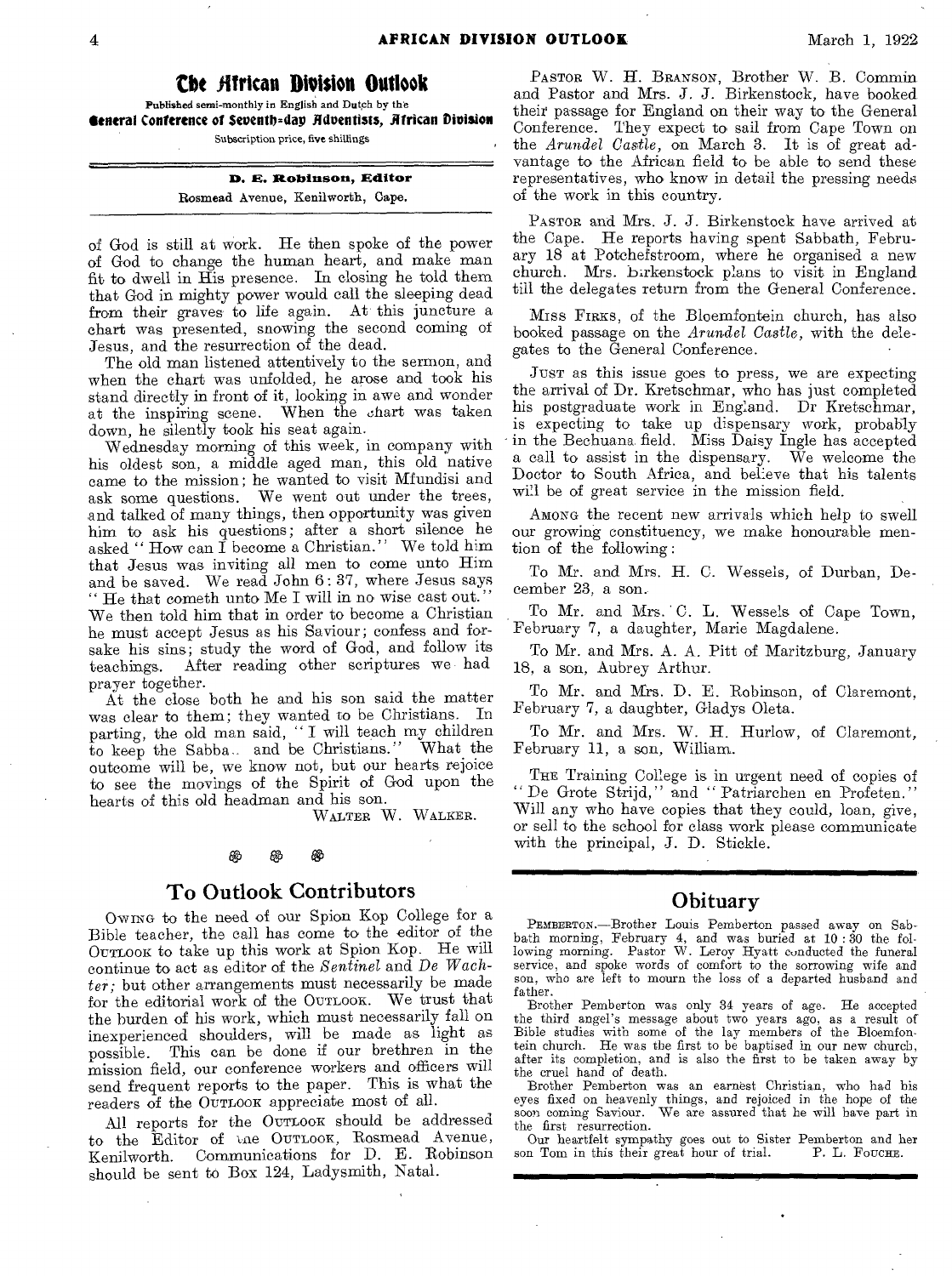# The African Division Outlook

Published semi-monthly in English and Dutch by the

**General Conference of Seventh-day Adventists, African Division**

Subscription price, five shillings

**D. E. Robinson, Editor**

Rosmead Avenue, Kenilworth, Cape.

of God is still at work. He then spoke of the power of God to change the human heart, and make man fit to dwell in His presence. In closing he told them that God in mighty power would call the sleeping dead from their graves to life again. At this juncture a chart was presented, showing the second coming of Jesus, and the resurrection of the dead.

The old man listened attentively to the sermon, and when the chart was unfolded, he arose and took his stand directly in front of it, looking in awe and wonder at the inspiring scene. When the chart was taken down, he silently took his seat again.

Wednesday morning of this week, in company with his oldest son, a middle aged man, this old native came to the mission; he wanted to visit Mfundisi and ask some questions. We went out under the trees, and talked of many things, then opportunity was given him to ask his questions; after a short silence he asked "How can I become a Christian." We told him that Jesus was inviting all men to come unto Him and be saved. We read John 6: 37, where Jesus says "He that cometh unto Me I will in no wise cast out." We then told him that in order to become a Christian he must accept Jesus as his Saviour; confess and forsake his sins; study the word of God, and follow its teachings. After reading other scriptures we had prayer together.

At the close both he and his son said the matter was clear to them; they wanted to be Christians. In parting, the old man said, "I will teach my children to keep the Sabba.. and be Christians." What the outcome will be, we know not, but our hearts rejoice to see the movings of the Spirit of God upon the hearts of this old headman and his son.

WALTER W. WALKER.

## To Outlook Contributors

OWING to the need of our Spion Kop College for a Bible teacher, the call has come to the editor of the OUTLOOK to take up this work at Spion Kop. He will continue to act as editor of the *Sentinel* and *De Wachter;* but other arrangements must necessarily be made for the editorial work of the OUTLOOK. We trust that the burden of his work, which must necessarily fall on inexperienced shoulders, will be made as light as possible. This can be done if our brethren in the mission field, our conference workers and officers will send frequent reports to the paper. This is what the readers of the OUTLOOK appreciate most of all.

All reports for the OUTLOOK should be addressed to the Editor of the OUTLOOK, Rosmead Avenue, Kenilworth. Communications for D. E. Robinson should be sent to Box 124, Ladysmith, Natal.

PASTOR W. H. BRANSON, Brother W. B. Commin and Pastor and Mrs. J. J. Birkenstock, have booked their passage for England on their way to the General Conference. They expect to sail from Cape Town on the *Arundel Castle,* on March 3. It is of great advantage to the African field to be able to send these representatives, who know in detail the pressing needs of the work in this country.

PASTOR and Mrs. J. J. Birkenstock have arrived at the Cape. He reports having spent Sabbath, February 18 at Potchefstroom, where he organised a new church. Mrs. Birkenstock plans to visit in England till the delegates return from the General Conference.

MISS FIRKS, of the Bloemfontein church, has also booked passage on the *Arundel Castle,* with the delegates to the General Conference.

JUST as this issue goes to press, we are expecting the arrival of Dr. Kretschmar, who has just completed his postgraduate work in England. Dr Kretschmar, is expecting to take up dispensary work, probably in the Bechuana field. Miss Daisy Ingle has accepted a call to assist in the dispensary. We welcome the Doctor to South Africa, and believe that his talents will be of great service in the mission field.

AMONG the recent new arrivals which help to swell our growing constituency, we make honourable mention of the following:

To Mr. and Mrs. H. C. Wessels, of Durban, December 23, a son.

To Mr. and Mrs. C. L. Wessels of Cape Town, February 7, a daughter, Marie Magdalene.

To Mr. and Mrs. A. A. Pitt of Maritzburg, January 18, a son, Aubrey Arthur.

To Mr. and Mrs. D. E. Robinson, of Claremont, February 7, a daughter, Gladys Oleta.

To Mr. and Mrs. W. H. Hurlow, of Claremont, February 11, a son, William.

THE Training College is in urgent need of copies of "De Grote Strijd," and "Patriarchen en Profeten." Will any who have copies that they could, loan, give, or sell to the school for class work please communicate with the principal, J. D. Stickle.

## Obituary

PEMBERTON.—Brother Louis Pemberton passed away on Sabbath morning, February 4, and was buried at 10 : 30 the following morning. Pastor W. Leroy Hyatt conducted the funeral service, and spoke words of comfort to the sorrowing wife and son, who are left to mourn the loss of a departed husband and father.

Brother Pemberton was only 34 years of age. He accepted the third angel's message about two years ago, as a result of Bible studies with some of the lay members of the Bloemfontein church. He was the first to be baptised in our new church, after its completion, and is also the first to be taken away by the cruel hand of death.

Brother Pemberton was an earnest Christian, who had his eyes fixed on heavenly things, and rejoiced in the hope of the soon coming Saviour. We are assured that he will have part in the first resurrection.

Our heartfelt sympathy goes out to Sister Pemberton and her son Tom in this their great hour of trial. P. L. FOUCHE.